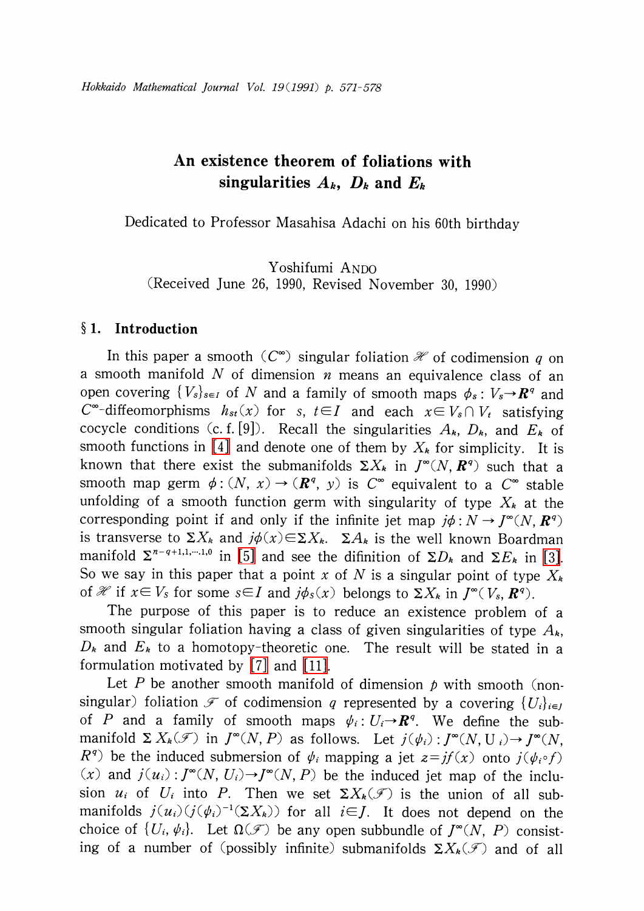# An existence theorem of foliations with singularities $A_k$, $D_k$ and $E_k$

Dedicated to Professor Masahisa Adachi on his 60th birthday

Yoshifumi ANDO

(Received June 26, 1990, Revised November 30, 1990)

## § 1. Introduction

In this paper a smooth ($C^\infty$) singular foliation $\mathscr{H}$ of codimension $q$ on a smooth manifold $N$ of dimension $n$ means an equivalence class of an open covering $\{V_s\}_{s\in I}$ of $N$ and a family of smooth maps $\phi_s : V_s \to \boldsymbol{R}^q$ and $C^\infty$-diffeomorphisms $h_{st}(x)$ for $s$, $t\in I$ and each $x\in V_s\cap V_t$ satisfying cocycle conditions (c. f. [9]). Recall the singularities $A_k$, $D_k$, and $E_k$ of smooth functions in [4] and denote one of them by $X_k$ for simplicity. It is known that there exist the submanifolds $\Sigma X_k$ in $J^\infty(N, \boldsymbol{R}^q)$ such that a smooth map germ $\phi : (N, x) \to (\boldsymbol{R}^q, y)$ is $C^\infty$ equivalent to a $C^\infty$ stable unfolding of a smooth function germ with singularity of type $X_k$ at the corresponding point if and only if the infinite jet map $j\phi : N \to J^\infty(N, \boldsymbol{R}^q)$ is transverse to $\Sigma X_k$ and $j\phi(x)\in\Sigma X_k$. $\Sigma A_k$ is the well known Boardman manifold $\Sigma^{n-q+1,1,\cdots,1,0}$ in [5] and see the difinition of $\Sigma D_k$ and $\Sigma E_k$ in [3]. So we say in this paper that a point $x$ of $N$ is a singular point of type $X_k$ of $\mathscr{H}$ if $x\in V_s$ for some $s\in I$ and $j\phi_s(x)$ belongs to $\Sigma X_k$ in $J^\infty(V_s, \boldsymbol{R}^q)$.

The purpose of this paper is to reduce an existence problem of a smooth singular foliation having a class of given singularities of type $A_k$, $D_k$ and $E_k$ to a homotopy-theoretic one. The result will be stated in a formulation motivated by [7] and [11].

Let $P$ be another smooth manifold of dimension $p$ with smooth (non-singular) foliation $\mathscr{F}$ of codimension $q$ represented by a covering $\{U_i\}_{i\in J}$ of $P$ and a family of smooth maps $\psi_i : U_i \to \boldsymbol{R}^q$. We define the submanifold $\Sigma X_k(\mathscr{F})$ in $J^\infty(N, P)$ as follows. Let $j(\psi_i) : J^\infty(N, U_i) \to J^\infty(N, R^q)$ be the induced submersion of $\psi_i$ mapping a jet $z = jf(x)$ onto $j(\psi_i\circ f)(x)$ and $j(u_i) : J^\infty(N, U_i) \to J^\infty(N, P)$ be the induced jet map of the inclusion $u_i$ of $U_i$ into $P$. Then we set $\Sigma X_k(\mathscr{F})$ is the union of all submanifolds $j(u_i)(j(\psi_i)^{-1}(\Sigma X_k))$ for all $i\in J$. It does not depend on the choice of $\{U_i, \psi_i\}$. Let $\Omega(\mathscr{F})$ be any open subbundle of $J^\infty(N, P)$ consisting of a number of (possibly infinite) submanifolds $\Sigma X_k(\mathscr{F})$ and of all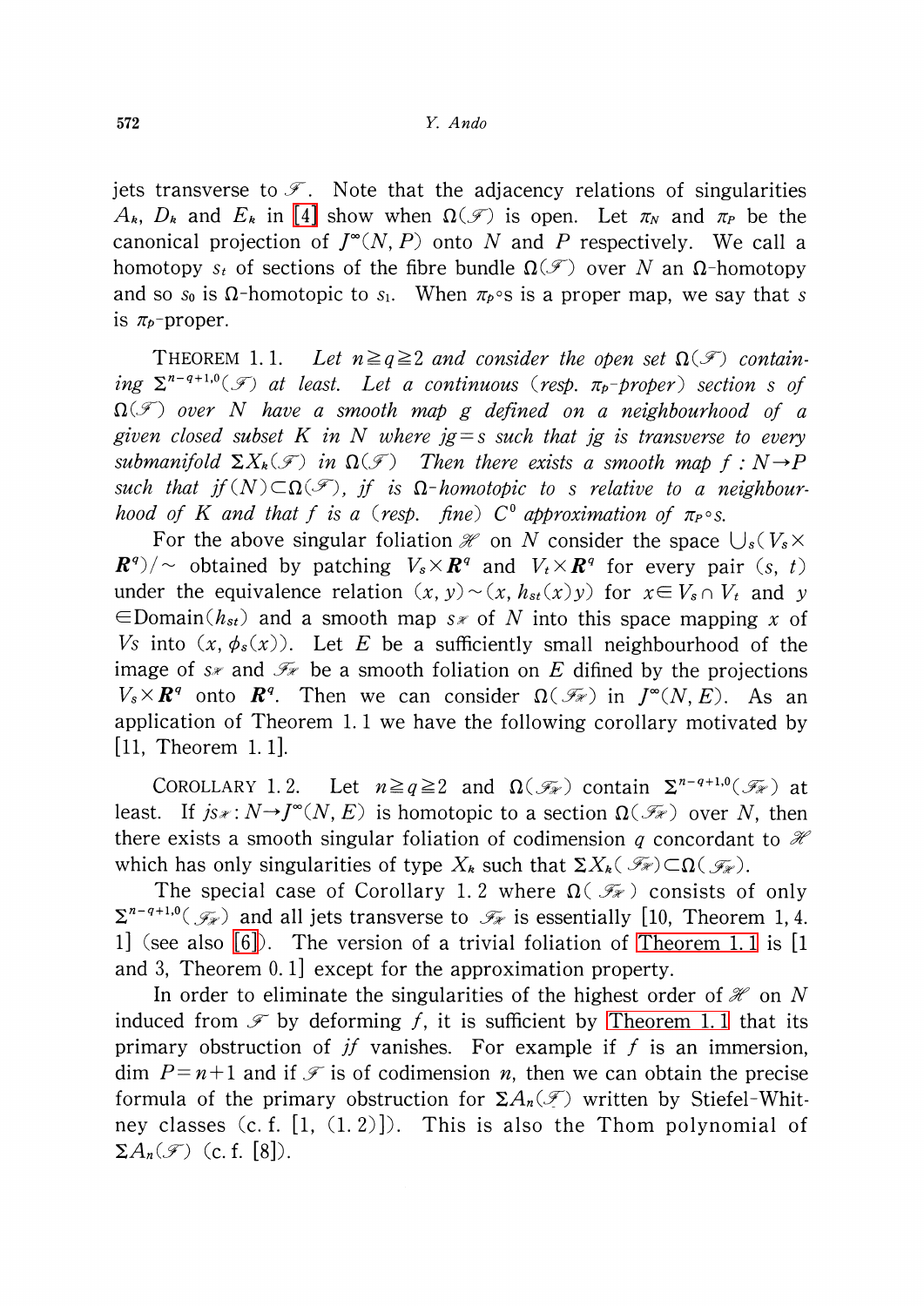jets transverse to $\mathscr{F}$. Note that the adjacency relations of singularities $A_k$, $D_k$ and $E_k$ in [4] show when $\Omega(\mathscr{F})$ is open. Let $\pi_N$ and $\pi_P$ be the canonical projection of $J^\infty(N, P)$ onto $N$ and $P$ respectively. We call a homotopy $s_t$ of sections of the fibre bundle $\Omega(\mathscr{F})$ over $N$ an $\Omega$-homotopy and so $s_0$ is $\Omega$-homotopic to $s_1$. When $\pi_P \circ s$ is a proper map, we say that $s$ is $\pi_P$-proper.

THEOREM 1.1. *Let $n \geqq q \geqq 2$ and consider the open set $\Omega(\mathscr{F})$ containing $\Sigma^{n-q+1,0}(\mathscr{F})$ at least. Let a continuous (resp. $\pi_P$-proper) section $s$ of $\Omega(\mathscr{F})$ over $N$ have a smooth map $g$ defined on a neighbourhood of a given closed subset $K$ in $N$ where $jg = s$ such that $jg$ is transverse to every submanifold $\Sigma X_k(\mathscr{F})$ in $\Omega(\mathscr{F})$ Then there exists a smooth map $f : N \to P$ such that $jf(N) \subset \Omega(\mathscr{F})$, $jf$ is $\Omega$-homotopic to $s$ relative to a neighbourhood of $K$ and that $f$ is a (resp. fine) $C^0$ approximation of $\pi_P \circ s$.*

For the above singular foliation $\mathscr{H}$ on $N$ consider the space $\bigcup_s (V_s \times \boldsymbol{R}^q)/\sim$ obtained by patching $V_s \times \boldsymbol{R}^q$ and $V_t \times \boldsymbol{R}^q$ for every pair $(s, t)$ under the equivalence relation $(x, y) \sim (x, h_{st}(x)y)$ for $x \in V_s \cap V_t$ and $y \in \mathrm{Domain}(h_{st})$ and a smooth map $s_{\mathscr{H}}$ of $N$ into this space mapping $x$ of $Vs$ into $(x, \phi_s(x))$. Let $E$ be a sufficiently small neighbourhood of the image of $s_{\mathscr{H}}$ and $\mathscr{F}_{\mathscr{H}}$ be a smooth foliation on $E$ difined by the projections $V_s \times \boldsymbol{R}^q$ onto $\boldsymbol{R}^q$. Then we can consider $\Omega(\mathscr{F}_{\mathscr{H}})$ in $J^\infty(N, E)$. As an application of Theorem 1.1 we have the following corollary motivated by [11, Theorem 1.1].

COROLLARY 1.2. Let $n \geqq q \geqq 2$ and $\Omega(\mathscr{F}_{\mathscr{H}})$ contain $\Sigma^{n-q+1,0}(\mathscr{F}_{\mathscr{H}})$ at least. If $js_{\mathscr{H}} : N \to J^\infty(N, E)$ is homotopic to a section $\Omega(\mathscr{F}_{\mathscr{H}})$ over $N$, then there exists a smooth singular foliation of codimension $q$ concordant to $\mathscr{H}$ which has only singularities of type $X_k$ such that $\Sigma X_k(\mathscr{F}_{\mathscr{H}}) \subset \Omega(\mathscr{F}_{\mathscr{H}})$.

The special case of Corollary 1.2 where $\Omega(\mathscr{F}_{\mathscr{H}})$ consists of only $\Sigma^{n-q+1,0}(\mathscr{F}_{\mathscr{H}})$ and all jets transverse to $\mathscr{F}_{\mathscr{H}}$ is essentially [10, Theorem 1, 4.1] (see also [6]). The version of a trivial foliation of Theorem 1.1 is [1 and 3, Theorem 0.1] except for the approximation property.

In order to eliminate the singularities of the highest order of $\mathscr{H}$ on $N$ induced from $\mathscr{F}$ by deforming $f$, it is sufficient by Theorem 1.1 that its primary obstruction of $jf$ vanishes. For example if $f$ is an immersion, $\dim P = n+1$ and if $\mathscr{F}$ is of codimension $n$, then we can obtain the precise formula of the primary obstruction for $\Sigma A_n(\mathscr{F})$ written by Stiefel-Whitney classes (c.f. [1, (1.2)]). This is also the Thom polynomial of $\Sigma A_n(\mathscr{F})$ (c.f. [8]).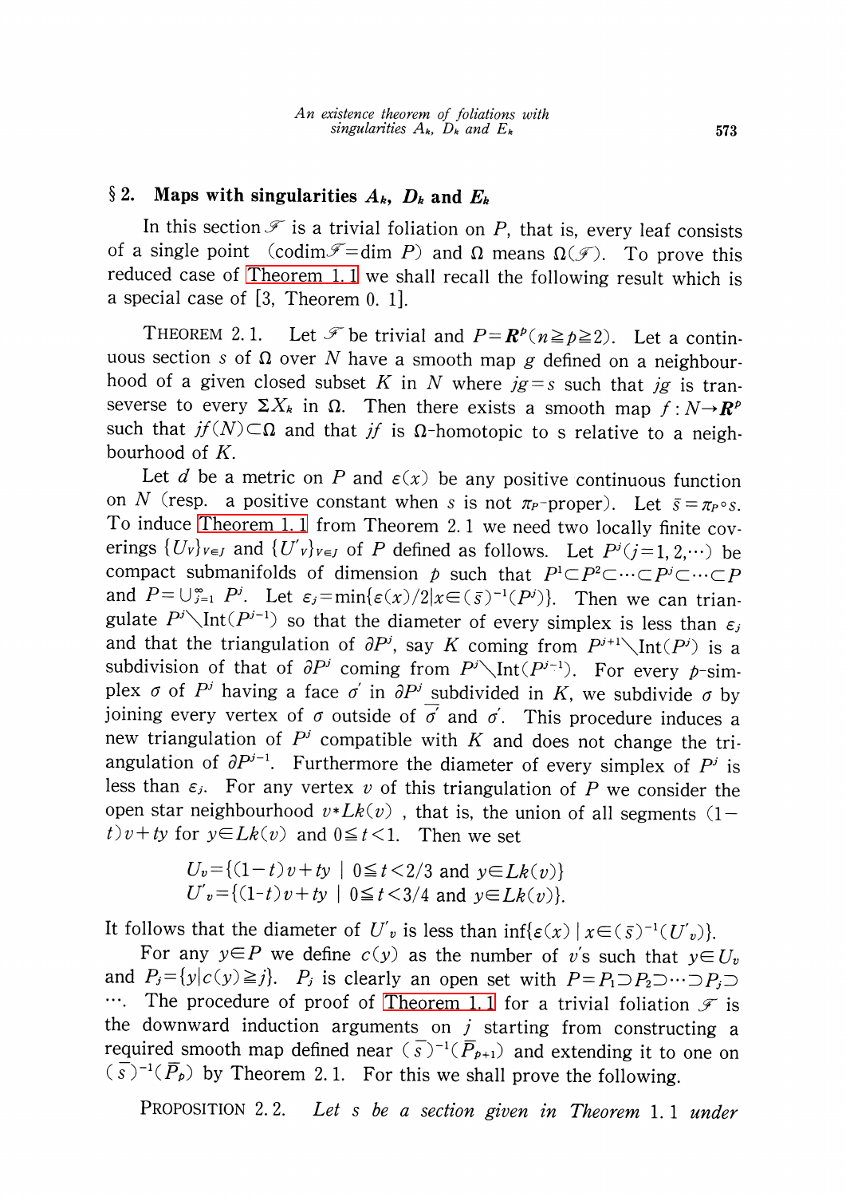## § 2. Maps with singularities $A_k$, $D_k$ and $E_k$

In this section $\mathscr{F}$ is a trivial foliation on $P$, that is, every leaf consists of a single point ($\mathrm{codim}\mathscr{F}=\dim P$) and $\Omega$ means $\Omega(\mathscr{F})$. To prove this reduced case of Theorem 1.1 we shall recall the following result which is a special case of [3, Theorem 0.1].

THEOREM 2.1. Let $\mathscr{F}$ be trivial and $P=\boldsymbol{R}^p(n\geqq p\geqq 2)$. Let a continuous section $s$ of $\Omega$ over $N$ have a smooth map $g$ defined on a neighbourhood of a given closed subset $K$ in $N$ where $jg=s$ such that $jg$ is transeverse to every $\Sigma X_k$ in $\Omega$. Then there exists a smooth map $f:N\to\boldsymbol{R}^p$ such that $jf(N)\subset\Omega$ and that $jf$ is $\Omega$-homotopic to $s$ relative to a neighbourhood of $K$.

Let $d$ be a metric on $P$ and $\varepsilon(x)$ be any positive continuous function on $N$ (resp. a positive constant when $s$ is not $\pi_P$-proper). Let $\bar{s}=\pi_P\circ s$. To induce Theorem 1.1 from Theorem 2.1 we need two locally finite coverings $\{U_v\}_{v\in J}$ and $\{U'_v\}_{v\in J}$ of $P$ defined as follows. Let $P^j(j=1,2,\cdots)$ be compact submanifolds of dimension $p$ such that $P^1\subset P^2\subset\cdots\subset P^j\subset\cdots\subset P$ and $P=\cup_{j=1}^{\infty}P^j$. Let $\varepsilon_j=\min\{\varepsilon(x)/2|x\in(\bar{s})^{-1}(P^j)\}$. Then we can triangulate $P^j\setminus\mathrm{Int}(P^{j-1})$ so that the diameter of every simplex is less than $\varepsilon_j$ and that the triangulation of $\partial P^j$, say $K$ coming from $P^{j+1}\setminus\mathrm{Int}(P^j)$ is a subdivision of that of $\partial P^j$ coming from $P^j\setminus\mathrm{Int}(P^{j-1})$. For every $p$-simplex $\sigma$ of $P^j$ having a face $\sigma'$ in $\partial P^j$ subdivided in $K$, we subdivide $\sigma$ by joining every vertex of $\sigma$ outside of $\overline{\sigma'}$ and $\sigma'$. This procedure induces a new triangulation of $P^j$ compatible with $K$ and does not change the triangulation of $\partial P^{j-1}$. Furthermore the diameter of every simplex of $P^j$ is less than $\varepsilon_j$. For any vertex $v$ of this triangulation of $P$ we consider the open star neighbourhood $v*Lk(v)$, that is, the union of all segments $(1-t)v+ty$ for $y\in Lk(v)$ and $0\leqq t<1$. Then we set

$$U_v=\{(1-t)v+ty \mid 0\leqq t<2/3 \text{ and } y\in Lk(v)\}$$
$$U'_v=\{(1-t)v+ty \mid 0\leqq t<3/4 \text{ and } y\in Lk(v)\}.$$

It follows that the diameter of $U'_v$ is less than $\inf\{\varepsilon(x)\mid x\in(\bar{s})^{-1}(U'_v)\}$.

For any $y\in P$ we define $c(y)$ as the number of $v$'s such that $y\in U_v$ and $P_j=\{y|c(y)\geqq j\}$. $P_j$ is clearly an open set with $P=P_1\supset P_2\supset\cdots\supset P_j\supset\cdots$. The procedure of proof of Theorem 1.1 for a trivial foliation $\mathscr{F}$ is the downward induction arguments on $j$ starting from constructing a required smooth map defined near $(\bar{s})^{-1}(\bar{P}_{p+1})$ and extending it to one on $(\bar{s})^{-1}(\bar{P}_p)$ by Theorem 2.1. For this we shall prove the following.

PROPOSITION 2.2. *Let $s$ be a section given in Theorem* 1.1 *under*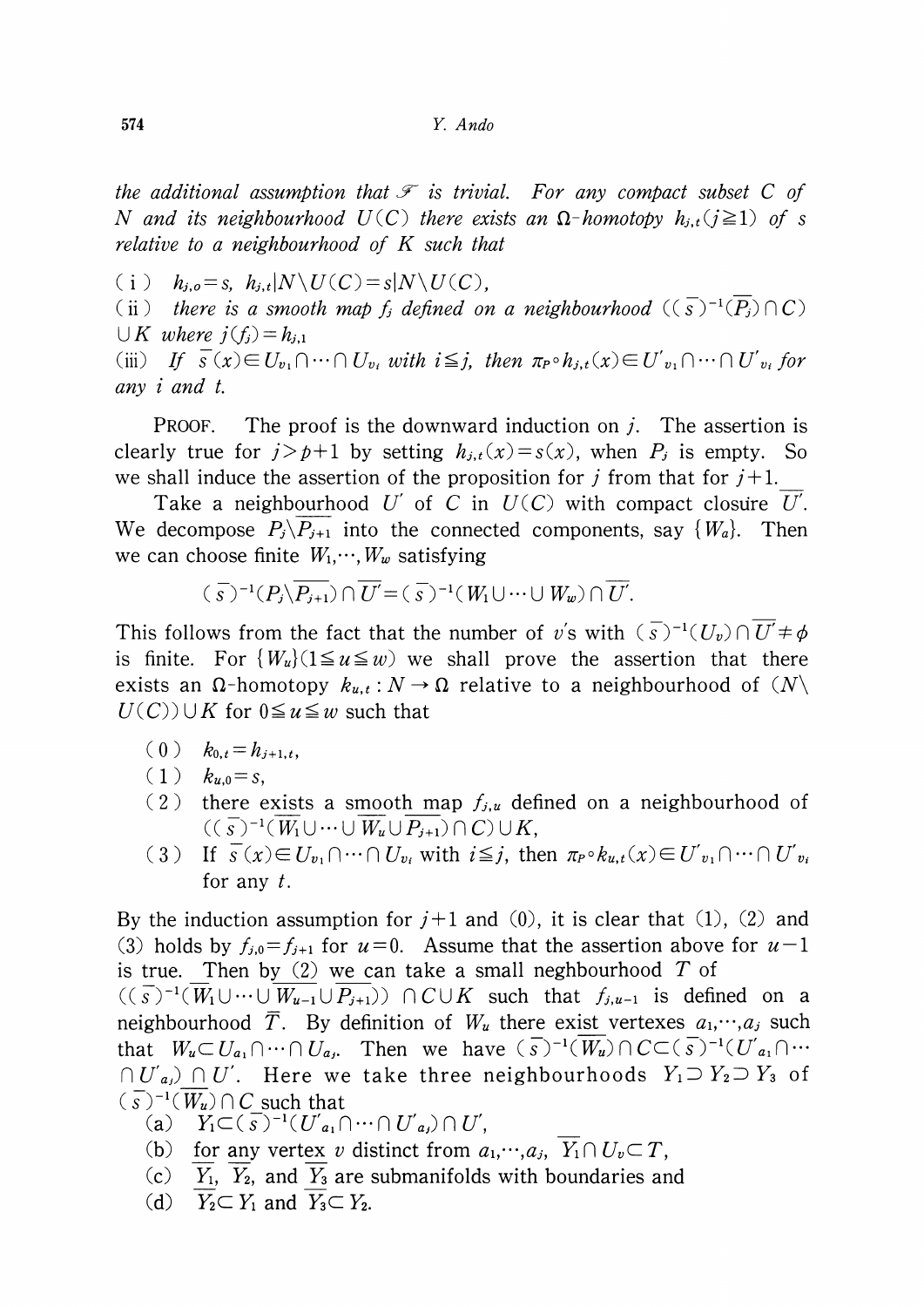*the additional assumption that $\mathscr{F}$ is trivial. For any compact subset $C$ of $N$ and its neighbourhood $U(C)$ there exists an $\Omega$-homotopy $h_{j,t}(j\geqq 1)$ of $s$ relative to a neighbourhood of $K$ such that*

(i) $h_{j,o}=s$, $h_{j,t}|N\setminus U(C)=s|N\setminus U(C)$,

(ii) *there is a smooth map $f_j$ defined on a neighbourhood $((\bar{s})^{-1}(\overline{P_j})\cap C)\cup K$ where $j(f_j)=h_{j,1}$*

(iii) *If $\bar{s}(x)\in U_{v_1}\cap\cdots\cap U_{v_i}$ with $i\leqq j$, then $\pi_P\circ h_{j,t}(x)\in U'_{v_1}\cap\cdots\cap U'_{v_i}$ for any $i$ and $t$.*

PROOF. The proof is the downward induction on $j$. The assertion is clearly true for $j>p+1$ by setting $h_{j,t}(x)=s(x)$, when $P_j$ is empty. So we shall induce the assertion of the proposition for $j$ from that for $j+1$.

Take a neighbourhood $U'$ of $C$ in $U(C)$ with compact closure $\overline{U'}$. We decompose $P_j\setminus\overline{P_{j+1}}$ into the connected components, say $\{W_a\}$. Then we can choose finite $W_1,\cdots,W_w$ satisfying

$$(\bar{s})^{-1}(P_j\setminus\overline{P_{j+1}})\cap\overline{U'}=(\bar{s})^{-1}(W_1\cup\cdots\cup W_w)\cap\overline{U'}.$$

This follows from the fact that the number of $v$'s with $(\bar{s})^{-1}(U_v)\cap\overline{U'}\neq\phi$ is finite. For $\{W_u\}(1\leqq u\leqq w)$ we shall prove the assertion that there exists an $\Omega$-homotopy $k_{u,t}:N\to\Omega$ relative to a neighbourhood of $(N\setminus U(C))\cup K$ for $0\leqq u\leqq w$ such that

(0) $k_{0,t}=h_{j+1,t}$,

(1) $k_{u,0}=s$,

(2) there exists a smooth map $f_{j,u}$ defined on a neighbourhood of $((\bar{s})^{-1}(\overline{W_1}\cup\cdots\cup\overline{W_u}\cup\overline{P_{j+1}})\cap C)\cup K$,

(3) If $\bar{s}(x)\in U_{v_1}\cap\cdots\cap U_{v_i}$ with $i\leqq j$, then $\pi_P\circ k_{u,t}(x)\in U'_{v_1}\cap\cdots\cap U'_{v_i}$ for any $t$.

By the induction assumption for $j+1$ and (0), it is clear that (1), (2) and (3) holds by $f_{j,0}=f_{j+1}$ for $u=0$. Assume that the assertion above for $u-1$ is true. Then by (2) we can take a small neghbourhood $T$ of $((\bar{s})^{-1}(\overline{W_1}\cup\cdots\cup\overline{W_{u-1}}\cup\overline{P_{j+1}}))\cap C\cup K$ such that $f_{j,u-1}$ is defined on a neighbourhood $\overline{T}$. By definition of $W_u$ there exist vertexes $a_1,\cdots,a_j$ such that $W_u\subset U_{a_1}\cap\cdots\cap U_{a_j}$. Then we have $(\bar{s})^{-1}(\overline{W_u})\cap C\subset(\bar{s})^{-1}(U'_{a_1}\cap\cdots\cap U'_{a_j})\cap U'$. Here we take three neighbourhoods $Y_1\supset Y_2\supset Y_3$ of $(\bar{s})^{-1}(\overline{W_u})\cap C$ such that

(a) $Y_1\subset(\bar{s})^{-1}(U'_{a_1}\cap\cdots\cap U'_{a_j})\cap U'$,

(b) for any vertex $v$ distinct from $a_1,\cdots,a_j$, $\overline{Y_1}\cap U_v\subset T$,

(c) $\overline{Y_1}$, $\overline{Y_2}$, and $\overline{Y_3}$ are submanifolds with boundaries and

(d) $\overline{Y_2}\subset Y_1$ and $\overline{Y_3}\subset Y_2$.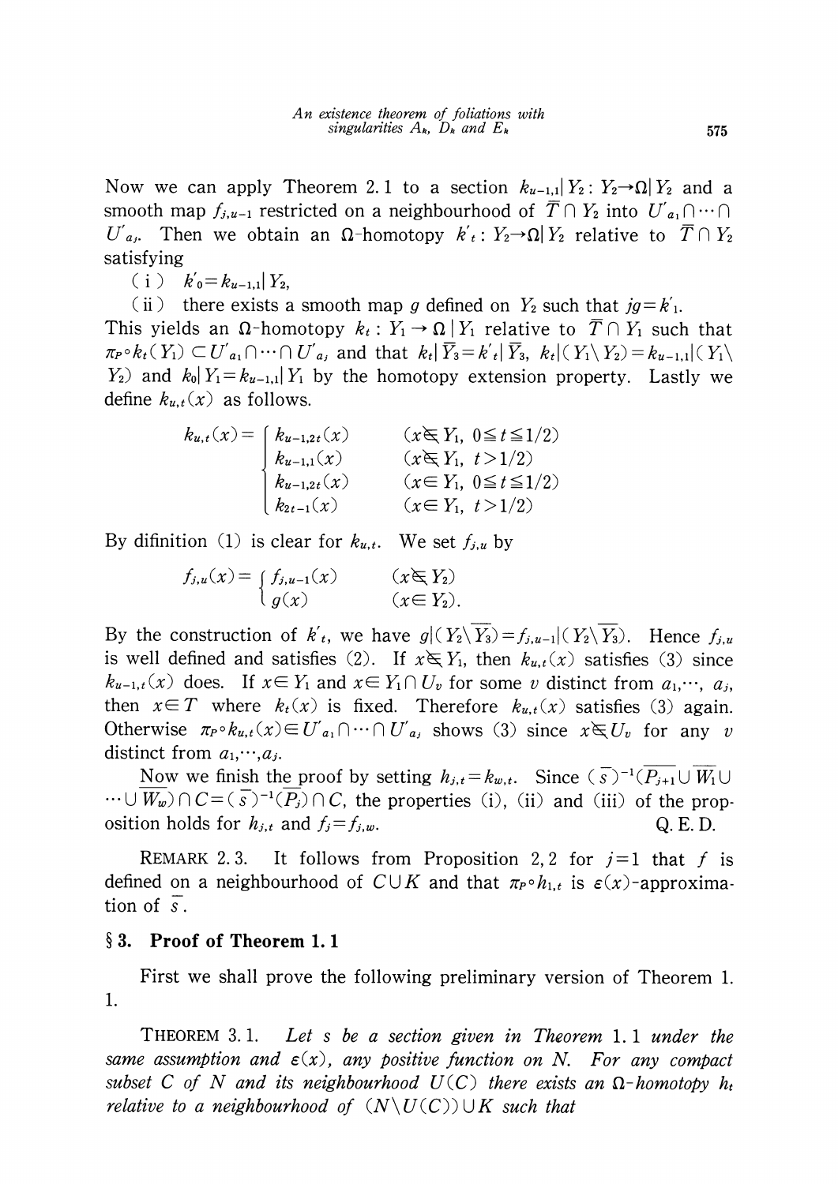Now we can apply Theorem 2.1 to a section $k_{u-1,1}|Y_2: Y_2 \to \Omega|Y_2$ and a smooth map $f_{j,u-1}$ restricted on a neighbourhood of $\overline{T} \cap Y_2$ into $U'_{a_1} \cap \cdots \cap U'_{a_j}$. Then we obtain an $\Omega$-homotopy $k'_t: Y_2 \to \Omega|Y_2$ relative to $\overline{T} \cap Y_2$ satisfying

(i) $k'_0 = k_{u-1,1}|Y_2$,

(ii) there exists a smooth map $g$ defined on $Y_2$ such that $jg = k'_1$.

This yields an $\Omega$-homotopy $k_t: Y_1 \to \Omega|Y_1$ relative to $\overline{T} \cap Y_1$ such that $\pi_P \circ k_t(Y_1) \subset U'_{a_1} \cap \cdots \cap U'_{a_j}$ and that $k_t|\overline{Y_3} = k'_t|\overline{Y_3}$, $k_t|(Y_1 \setminus Y_2) = k_{u-1,1}|(Y_1 \setminus Y_2)$ and $k_0|Y_1 = k_{u-1,1}|Y_1$ by the homotopy extension property. Lastly we define $k_{u,t}(x)$ as follows.

$$
k_{u,t}(x) = \begin{cases} k_{u-1,2t}(x) & (x \notin Y_1,\ 0 \leqq t \leqq 1/2) \\ k_{u-1,1}(x) & (x \notin Y_1,\ t > 1/2) \\ k_{u-1,2t}(x) & (x \in Y_1,\ 0 \leqq t \leqq 1/2) \\ k_{2t-1}(x) & (x \in Y_1,\ t > 1/2) \end{cases}
$$

By difinition (1) is clear for $k_{u,t}$. We set $f_{j,u}$ by

$$
f_{j,u}(x) = \begin{cases} f_{j,u-1}(x) & (x \notin Y_2) \\ g(x) & (x \in Y_2). \end{cases}
$$

By the construction of $k'_t$, we have $g|(Y_2 \setminus \overline{Y_3}) = f_{j,u-1}|(Y_2 \setminus \overline{Y_3})$. Hence $f_{j,u}$ is well defined and satisfies (2). If $x \notin Y_1$, then $k_{u,t}(x)$ satisfies (3) since $k_{u-1,t}(x)$ does. If $x \in Y_1$ and $x \in Y_1 \cap U_v$ for some $v$ distinct from $a_1, \cdots, a_j$, then $x \in T$ where $k_t(x)$ is fixed. Therefore $k_{u,t}(x)$ satisfies (3) again. Otherwise $\pi_P \circ k_{u,t}(x) \in U'_{a_1} \cap \cdots \cap U'_{a_j}$ shows (3) since $x \notin U_v$ for any $v$ distinct from $a_1, \cdots, a_j$.

Now we finish the proof by setting $h_{j,t} = k_{w,t}$. Since $(\overline{s})^{-1}(\overline{P_{j+1} \cup W_1 \cup \cdots \cup W_w}) \cap C = (\overline{s})^{-1}(\overline{P_j}) \cap C$, the properties (i), (ii) and (iii) of the proposition holds for $h_{j,t}$ and $f_j = f_{j,w}$. Q. E. D.

REMARK 2.3. It follows from Proposition 2, 2 for $j=1$ that $f$ is defined on a neighbourhood of $C \cup K$ and that $\pi_P \circ h_{1,t}$ is $\varepsilon(x)$-approximation of $\overline{s}$.

## § 3. Proof of Theorem 1.1

First we shall prove the following preliminary version of Theorem 1. 1.

THEOREM 3.1. *Let $s$ be a section given in Theorem 1.1 under the same assumption and $\varepsilon(x)$, any positive function on $N$. For any compact subset $C$ of $N$ and its neighbourhood $U(C)$ there exists an $\Omega$-homotopy $h_t$ relative to a neighbourhood of $(N \setminus U(C)) \cup K$ such that*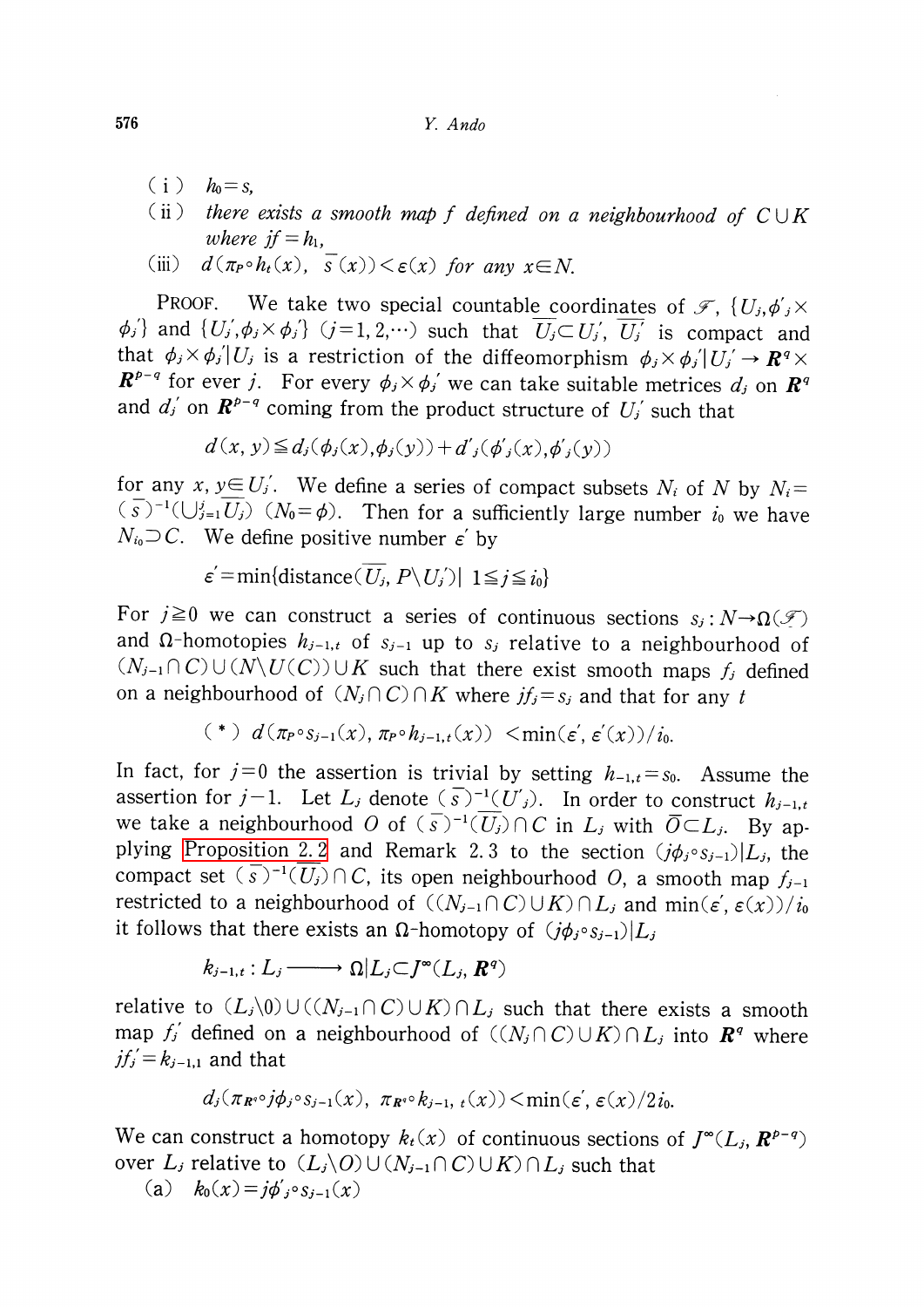(i) $h_0 = s$,

(ii) *there exists a smooth map $f$ defined on a neighbourhood of $C \cup K$ where $jf = h_1$,*

(iii) $d(\pi_P \circ h_t(x), \bar{s}(x)) < \varepsilon(x)$ *for any $x \in N$.*

PROOF. We take two special countable coordinates of $\mathscr{F}$, $\{U_j, \phi'_j \times \phi_j\}$ and $\{U'_j, \phi_j \times \phi'_j\}$ $(j = 1, 2, \cdots)$ such that $\overline{U_j} \subset U'_j$, $\overline{U'_j}$ is compact and that $\phi_j \times \phi'_j | U_j$ is a restriction of the diffeomorphism $\phi_j \times \phi'_j | U'_j \to \boldsymbol{R}^q \times \boldsymbol{R}^{p-q}$ for ever $j$. For every $\phi_j \times \phi'_j$ we can take suitable metrices $d_j$ on $\boldsymbol{R}^q$ and $d'_j$ on $\boldsymbol{R}^{p-q}$ coming from the product structure of $U'_j$ such that

$$d(x, y) \leqq d_j(\phi_j(x), \phi_j(y)) + d'_j(\phi'_j(x), \phi'_j(y))$$

for any $x, y \in U'_j$. We define a series of compact subsets $N_i$ of $N$ by $N_i = (\bar{s})^{-1}(\bigcup_{j=1}^{i} \overline{U_j})$ $(N_0 = \phi)$. Then for a sufficiently large number $i_0$ we have $N_{i_0} \supset C$. We define positive number $\varepsilon'$ by

$$\varepsilon' = \min\{\text{distance}(\overline{U_j}, P \backslash U'_j) | \ 1 \leqq j \leqq i_0\}$$

For $j \geqq 0$ we can construct a series of continuous sections $s_j : N \to \Omega(\mathscr{F})$ and $\Omega$-homotopies $h_{j-1,t}$ of $s_{j-1}$ up to $s_j$ relative to a neighbourhood of $(N_{j-1} \cap C) \cup (N \backslash U(C)) \cup K$ such that there exist smooth maps $f_j$ defined on a neighbourhood of $(N_j \cap C) \cap K$ where $jf_j = s_j$ and that for any $t$

$$(*) \quad d(\pi_P \circ s_{j-1}(x), \pi_P \circ h_{j-1,t}(x)) < \min(\varepsilon', \varepsilon'(x))/i_0.$$

In fact, for $j = 0$ the assertion is trivial by setting $h_{-1,t} = s_0$. Assume the assertion for $j-1$. Let $L_j$ denote $(\bar{s})^{-1}(U'_j)$. In order to construct $h_{j-1,t}$ we take a neighbourhood $O$ of $(\bar{s})^{-1}(\overline{U_j}) \cap C$ in $L_j$ with $\bar{O} \subset L_j$. By applying Proposition 2.2 and Remark 2.3 to the section $(j\phi_j \circ s_{j-1})|L_j$, the compact set $(\bar{s})^{-1}(\overline{U_j}) \cap C$, its open neighbourhood $O$, a smooth map $f_{j-1}$ restricted to a neighbourhood of $((N_{j-1} \cap C) \cup K) \cap L_j$ and $\min(\varepsilon', \varepsilon(x))/i_0$ it follows that there exists an $\Omega$-homotopy of $(j\phi_j \circ s_{j-1})|L_j$

$$k_{j-1,t} : L_j \longrightarrow \Omega|L_j \subset J^\infty(L_j, \boldsymbol{R}^q)$$

relative to $(L_j \backslash 0) \cup ((N_{j-1} \cap C) \cup K) \cap L_j$ such that there exists a smooth map $f'_j$ defined on a neighbourhood of $((N_j \cap C) \cup K) \cap L_j$ into $\boldsymbol{R}^q$ where $jf'_j = k_{j-1,1}$ and that

$$d_j(\pi_{\boldsymbol{R}^q} \circ j\phi_j \circ s_{j-1}(x), \ \pi_{\boldsymbol{R}^q} \circ k_{j-1,\,t}(x)) < \min(\varepsilon', \varepsilon(x)/2i_0.$$

We can construct a homotopy $k_t(x)$ of continuous sections of $J^\infty(L_j, \boldsymbol{R}^{p-q})$ over $L_j$ relative to $(L_j \backslash O) \cup (N_{j-1} \cap C) \cup K) \cap L_j$ such that

(a) $k_0(x) = j\phi'_j \circ s_{j-1}(x)$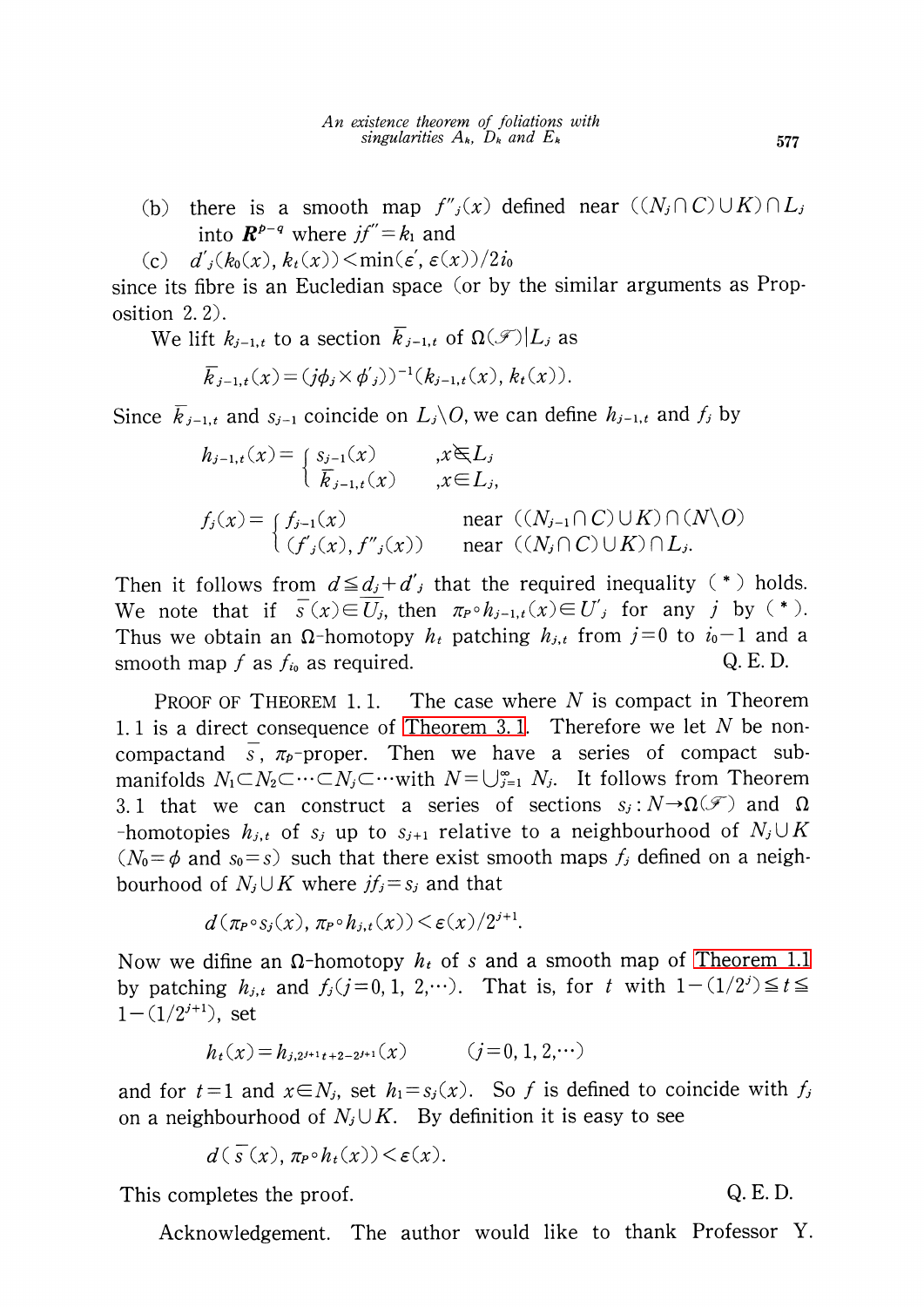(b) there is a smooth map $f''_j(x)$ defined near $((N_j \cap C) \cup K) \cap L_j$ into $\boldsymbol{R}^{p-q}$ where $jf'' = k_1$ and

(c) $d'_j(k_0(x), k_t(x)) < \min(\varepsilon', \varepsilon(x))/2i_0$

since its fibre is an Eucledian space (or by the similar arguments as Proposition 2.2).

We lift $k_{j-1,t}$ to a section $\bar{k}_{j-1,t}$ of $\Omega(\mathscr{F})|L_j$ as

$$\bar{k}_{j-1,t}(x) = (j\phi_j \times \phi'_j))^{-1}(k_{j-1,t}(x), k_t(x)).$$

Since $\bar{k}_{j-1,t}$ and $s_{j-1}$ coincide on $L_j \backslash O$, we can define $h_{j-1,t}$ and $f_j$ by

$$h_{j-1,t}(x) = \begin{cases} s_{j-1}(x) & ,x \notin L_j \\ \bar{k}_{j-1,t}(x) & ,x \in L_j, \end{cases}$$

$$f_j(x) = \begin{cases} f_{j-1}(x) & \text{near } ((N_{j-1} \cap C) \cup K) \cap (N \backslash O) \\ (f'_j(x), f''_j(x)) & \text{near } ((N_j \cap C) \cup K) \cap L_j. \end{cases}$$

Then it follows from $d \leqq d_j + d'_j$ that the required inequality ( * ) holds. We note that if $\bar{s}(x) \in \bar{U}_j$, then $\pi_P \circ h_{j-1,t}(x) \in U'_j$ for any $j$ by ( * ). Thus we obtain an $\Omega$-homotopy $h_t$ patching $h_{j,t}$ from $j=0$ to $i_0 - 1$ and a smooth map $f$ as $f_{i_0}$ as required. Q. E. D.

Proof of Theorem 1.1. The case where $N$ is compact in Theorem 1.1 is a direct consequence of Theorem 3.1. Therefore we let $N$ be non-compactand $\bar{s}$, $\pi_p$-proper. Then we have a series of compact submanifolds $N_1 \subset N_2 \subset \cdots \subset N_j \subset \cdots$ with $N = \bigcup_{j=1}^{\infty} N_j$. It follows from Theorem 3.1 that we can construct a series of sections $s_j : N \to \Omega(\mathscr{F})$ and $\Omega$-homotopies $h_{j,t}$ of $s_j$ up to $s_{j+1}$ relative to a neighbourhood of $N_j \cup K$ ($N_0 = \phi$ and $s_0 = s$) such that there exist smooth maps $f_j$ defined on a neighbourhood of $N_j \cup K$ where $jf_j = s_j$ and that

$$d(\pi_P \circ s_j(x), \pi_P \circ h_{j,t}(x)) < \varepsilon(x)/2^{j+1}.$$

Now we difine an $\Omega$-homotopy $h_t$ of $s$ and a smooth map of Theorem 1.1 by patching $h_{j,t}$ and $f_j (j=0, 1, 2, \cdots)$. That is, for $t$ with $1-(1/2^j) \leqq t \leqq 1-(1/2^{j+1})$, set

$$h_t(x) = h_{j, 2^{j+1}t+2-2^{j+1}}(x) \qquad (j=0, 1, 2, \cdots)$$

and for $t=1$ and $x \in N_j$, set $h_1 = s_j(x)$. So $f$ is defined to coincide with $f_j$ on a neighbourhood of $N_j \cup K$. By definition it is easy to see

$$d(\bar{s}(x), \pi_P \circ h_t(x)) < \varepsilon(x).$$

This completes the proof. Q. E. D.

Acknowledgement. The author would like to thank Professor Y.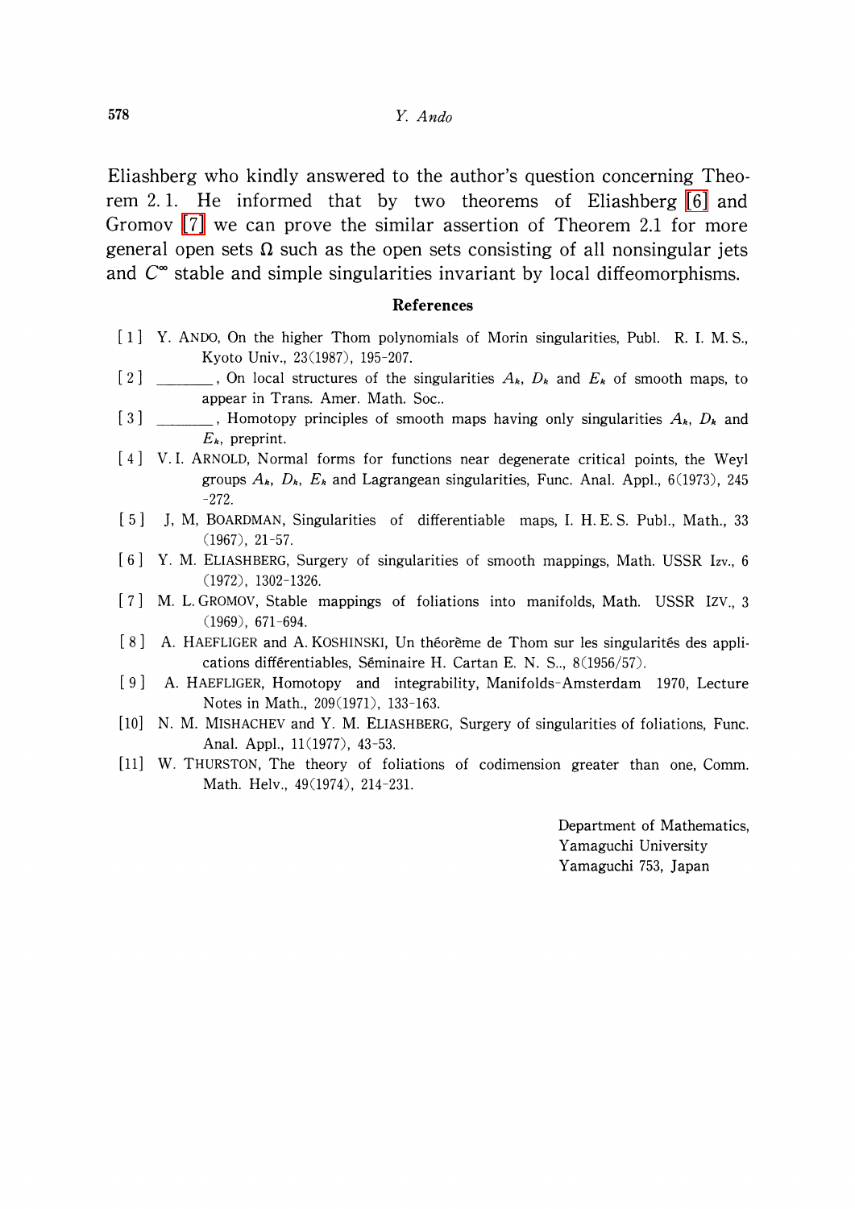Eliashberg who kindly answered to the author's question concerning Theorem 2.1. He informed that by two theorems of Eliashberg [6] and Gromov [7] we can prove the similar assertion of Theorem 2.1 for more general open sets $\Omega$ such as the open sets consisting of all nonsingular jets and $C^\infty$ stable and simple singularities invariant by local diffeomorphisms.

## References

[1] Y. ANDO, On the higher Thom polynomials of Morin singularities, Publ. R. I. M. S., Kyoto Univ., 23(1987), 195-207.

[2] \_\_\_\_\_\_, On local structures of the singularities $A_k$, $D_k$ and $E_k$ of smooth maps, to appear in Trans. Amer. Math. Soc..

[3] \_\_\_\_\_\_, Homotopy principles of smooth maps having only singularities $A_k$, $D_k$ and $E_k$, preprint.

[4] V. I. ARNOLD, Normal forms for functions near degenerate critical points, the Weyl groups $A_k$, $D_k$, $E_k$ and Lagrangean singularities, Func. Anal. Appl., 6(1973), 245-272.

[5] J, M, BOARDMAN, Singularities of differentiable maps, I. H. E. S. Publ., Math., 33 (1967), 21-57.

[6] Y. M. ELIASHBERG, Surgery of singularities of smooth mappings, Math. USSR Izv., 6 (1972), 1302-1326.

[7] M. L. GROMOV, Stable mappings of foliations into manifolds, Math. USSR Izv., 3 (1969), 671-694.

[8] A. HAEFLIGER and A. KOSHINSKI, Un théorème de Thom sur les singularités des applications différentiables, Séminaire H. Cartan E. N. S.., 8(1956/57).

[9] A. HAEFLIGER, Homotopy and integrability, Manifolds-Amsterdam 1970, Lecture Notes in Math., 209(1971), 133-163.

[10] N. M. MISHACHEV and Y. M. ELIASHBERG, Surgery of singularities of foliations, Func. Anal. Appl., 11(1977), 43-53.

[11] W. THURSTON, The theory of foliations of codimension greater than one, Comm. Math. Helv., 49(1974), 214-231.

Department of Mathematics,
Yamaguchi University
Yamaguchi 753, Japan